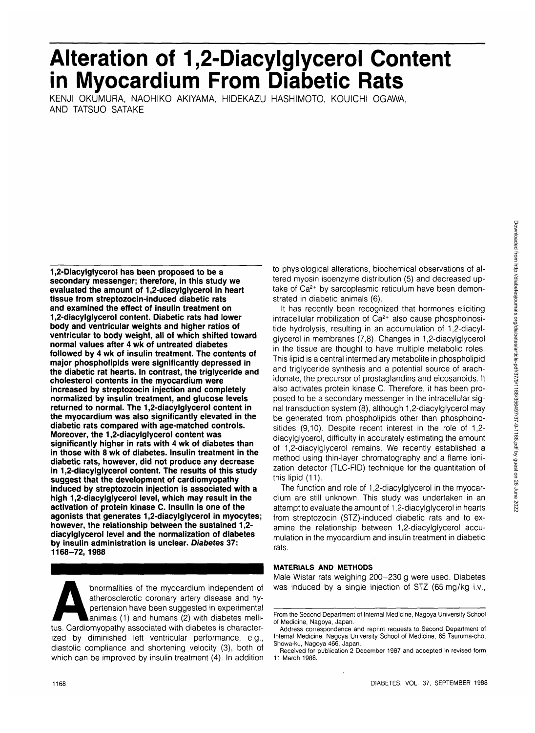# Alteration of 1,2-Diacylglycerol Content in Myocardium From Diabetic Rats

KENJI OKUMURA, NAOHIKO AKIYAMA, HIDEKAZU HASHIMOTO, KOUICHI OGAWA, AND TATSUO SATAKE

**1,2-Diacylglycerol has been proposed to be a secondary messenger; therefore, in this study we evaluated the amount of 1,2-diacylglycerol in heart tissue from streptozocin-induced diabetic rats and examined the effect of insulin treatment on 1,2-diacylglycerol content. Diabetic rats had lower body and ventricular weights and higher ratios of ventricular to body weight, all of which shifted toward normal values after 4 wk of untreated diabetes followed by 4 wk of insulin treatment. The contents of major phospholipids were significantly depressed in the diabetic rat hearts. In contrast, the triglyceride and cholesterol contents in the myocardium were increased by streptozocin injection and completely normalized by insulin treatment, and glucose levels returned to normal. The 1,2-diacylglycerol content in the myocardium was also significantly elevated in the diabetic rats compared with age-matched controls. Moreover, the 1,2-diacylglycerol content was significantly higher in rats with 4 wk of diabetes than in those with 8 wk of diabetes. Insulin treatment in the diabetic rats, however, did not produce any decrease in 1,2-diacylglycerol content. The results of this study suggest that the development of cardiomyopathy induced by streptozocin injection is associated with a high 1,2-diacylglycerol level, which may result in the activation of protein kinase C. Insulin is one of the agonists that generates 1,2-diacylglycerol in myocytes; however, the relationship between the sustained 1,2-diacylglycerol level and the normalization of diabetes by insulin administration is unclear. *Diabetes* 37: 1168–72, 1988**

Abnormalities of the myocardium independent of atherosclerotic coronary artery disease and hypertension have been suggested in experimental animals (1) and humans (2) with diabetes mellitus. Cardiomyopathy associated with diabetes is characterized by diminished left ventricular performance, e.g., diastolic compliance and shortening velocity (3), both of which can be improved by insulin treatment (4). In addition to physiological alterations, biochemical observations of altered myosin isoenzyme distribution (5) and decreased uptake of $Ca^{2+}$ by sarcoplasmic reticulum have been demonstrated in diabetic animals (6).

It has recently been recognized that hormones eliciting intracellular mobilization of $Ca^{2+}$ also cause phosphoinositide hydrolysis, resulting in an accumulation of 1,2-diacylglycerol in membranes (7,8). Changes in 1,2-diacylglycerol in the tissue are thought to have multiple metabolic roles. This lipid is a central intermediary metabolite in phospholipid and triglyceride synthesis and a potential source of arachidonate, the precursor of prostaglandins and eicosanoids. It also activates protein kinase C. Therefore, it has been proposed to be a secondary messenger in the intracellular signal transduction system (8), although 1,2-diacylglycerol may be generated from phospholipids other than phosphoinositides (9,10). Despite recent interest in the role of 1,2-diacylglycerol, difficulty in accurately estimating the amount of 1,2-diacylglycerol remains. We recently established a method using thin-layer chromatography and a flame ionization detector (TLC-FID) technique for the quantitation of this lipid (11).

The function and role of 1,2-diacylglycerol in the myocardium are still unknown. This study was undertaken in an attempt to evaluate the amount of 1,2-diacylglycerol in hearts from streptozocin (STZ)-induced diabetic rats and to examine the relationship between 1,2-diacylglycerol accumulation in the myocardium and insulin treatment in diabetic rats.

## MATERIALS AND METHODS

Male Wistar rats weighing 200–230 g were used. Diabetes was induced by a single injection of STZ (65 mg/kg i.v.,

From the Second Department of Internal Medicine, Nagoya University School of Medicine, Nagoya, Japan.

Address correspondence and reprint requests to Second Department of Internal Medicine, Nagoya University School of Medicine, 65 Tsuruma-cho, Showa-ku, Nagoya 466, Japan.

Received for publication 2 December 1987 and accepted in revised form 11 March 1988.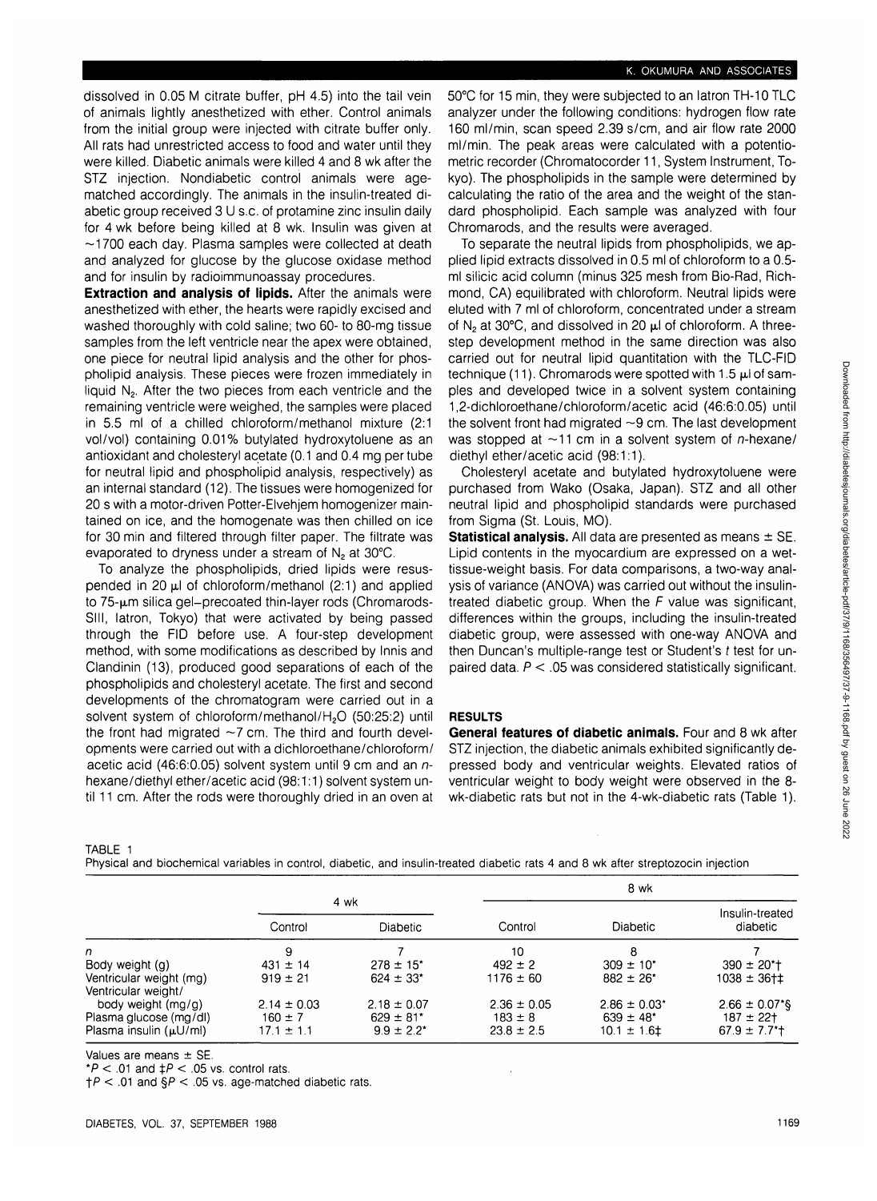dissolved in 0.05 M citrate buffer, pH 4.5) into the tail vein of animals lightly anesthetized with ether. Control animals from the initial group were injected with citrate buffer only. All rats had unrestricted access to food and water until they were killed. Diabetic animals were killed 4 and 8 wk after the STZ injection. Nondiabetic control animals were age-matched accordingly. The animals in the insulin-treated diabetic group received 3 U s.c. of protamine zinc insulin daily for 4 wk before being killed at 8 wk. Insulin was given at ~1700 each day. Plasma samples were collected at death and analyzed for glucose by the glucose oxidase method and for insulin by radioimmunoassay procedures.

**Extraction and analysis of lipids.** After the animals were anesthetized with ether, the hearts were rapidly excised and washed thoroughly with cold saline; two 60- to 80-mg tissue samples from the left ventricle near the apex were obtained, one piece for neutral lipid analysis and the other for phospholipid analysis. These pieces were frozen immediately in liquid $N_2$. After the two pieces from each ventricle and the remaining ventricle were weighed, the samples were placed in 5.5 ml of a chilled chloroform/methanol mixture (2:1 vol/vol) containing 0.01% butylated hydroxytoluene as an antioxidant and cholesteryl acetate (0.1 and 0.4 mg per tube for neutral lipid and phospholipid analysis, respectively) as an internal standard (12). The tissues were homogenized for 20 s with a motor-driven Potter-Elvehjem homogenizer maintained on ice, and the homogenate was then chilled on ice for 30 min and filtered through filter paper. The filtrate was evaporated to dryness under a stream of $N_2$ at 30°C.

To analyze the phospholipids, dried lipids were resuspended in 20 μl of chloroform/methanol (2:1) and applied to 75-μm silica gel–precoated thin-layer rods (Chromarods-SIII, Iatron, Tokyo) that were activated by being passed through the FID before use. A four-step development method, with some modifications as described by Innis and Clandinin (13), produced good separations of each of the phospholipids and cholesteryl acetate. The first and second developments of the chromatogram were carried out in a solvent system of chloroform/methanol/$H_2O$ (50:25:2) until the front had migrated ~7 cm. The third and fourth developments were carried out with a dichloroethane/chloroform/acetic acid (46:6:0.05) solvent system until 9 cm and an *n*-hexane/diethyl ether/acetic acid (98:1:1) solvent system until 11 cm. After the rods were thoroughly dried in an oven at 50°C for 15 min, they were subjected to an Iatron TH-10 TLC analyzer under the following conditions: hydrogen flow rate 160 ml/min, scan speed 2.39 s/cm, and air flow rate 2000 ml/min. The peak areas were calculated with a potentiometric recorder (Chromatocorder 11, System Instrument, Tokyo). The phospholipids in the sample were determined by calculating the ratio of the area and the weight of the standard phospholipid. Each sample was analyzed with four Chromarods, and the results were averaged.

To separate the neutral lipids from phospholipids, we applied lipid extracts dissolved in 0.5 ml of chloroform to a 0.5-ml silicic acid column (minus 325 mesh from Bio-Rad, Richmond, CA) equilibrated with chloroform. Neutral lipids were eluted with 7 ml of chloroform, concentrated under a stream of $N_2$ at 30°C, and dissolved in 20 μl of chloroform. A three-step development method in the same direction was also carried out for neutral lipid quantitation with the TLC-FID technique (11). Chromarods were spotted with 1.5 μl of samples and developed twice in a solvent system containing 1,2-dichloroethane/chloroform/acetic acid (46:6:0.05) until the solvent front had migrated ~9 cm. The last development was stopped at ~11 cm in a solvent system of *n*-hexane/diethyl ether/acetic acid (98:1:1).

Cholesteryl acetate and butylated hydroxytoluene were purchased from Wako (Osaka, Japan). STZ and all other neutral lipid and phospholipid standards were purchased from Sigma (St. Louis, MO).

**Statistical analysis.** All data are presented as means ± SE. Lipid contents in the myocardium are expressed on a wet-tissue-weight basis. For data comparisons, a two-way analysis of variance (ANOVA) was carried out without the insulin-treated diabetic group. When the *F* value was significant, differences within the groups, including the insulin-treated diabetic group, were assessed with one-way ANOVA and then Duncan's multiple-range test or Student's *t* test for unpaired data. $P < .05$ was considered statistically significant.

## RESULTS

**General features of diabetic animals.** Four and 8 wk after STZ injection, the diabetic animals exhibited significantly depressed body and ventricular weights. Elevated ratios of ventricular weight to body weight were observed in the 8-wk-diabetic rats but not in the 4-wk-diabetic rats (Table 1).

TABLE 1
Physical and biochemical variables in control, diabetic, and insulin-treated diabetic rats 4 and 8 wk after streptozocin injection

| | 4 wk | | 8 wk | | |
|---|---|---|---|---|---|
| | Control | Diabetic | Control | Diabetic | Insulin-treated diabetic |
| *n* | 9 | 7 | 10 | 8 | 7 |
| Body weight (g) | 431 ± 14 | 278 ± 15* | 492 ± 2 | 309 ± 10* | 390 ± 20*† |
| Ventricular weight (mg) | 919 ± 21 | 624 ± 33* | 1176 ± 60 | 882 ± 26* | 1038 ± 36†‡ |
| Ventricular weight/body weight (mg/g) | 2.14 ± 0.03 | 2.18 ± 0.07 | 2.36 ± 0.05 | 2.86 ± 0.03* | 2.66 ± 0.07*§ |
| Plasma glucose (mg/dl) | 160 ± 7 | 629 ± 81* | 183 ± 8 | 639 ± 48* | 187 ± 22† |
| Plasma insulin (μU/ml) | 17.1 ± 1.1 | 9.9 ± 2.2* | 23.8 ± 2.5 | 10.1 ± 1.6‡ | 67.9 ± 7.7*† |

Values are means ± SE.
*$P < .01$ and ‡$P < .05$ vs. control rats.
†$P < .01$ and §$P < .05$ vs. age-matched diabetic rats.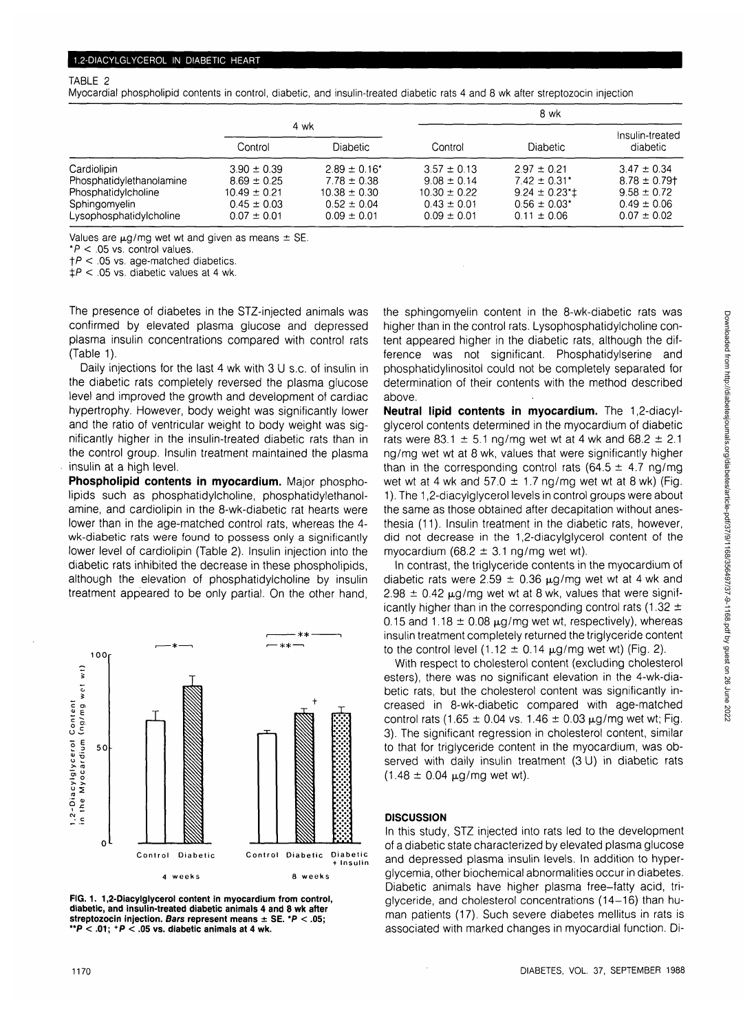TABLE 2

Myocardial phospholipid contents in control, diabetic, and insulin-treated diabetic rats 4 and 8 wk after streptozocin injection

| | 4 wk | | 8 wk | | |
|---|---|---|---|---|---|
| | Control | Diabetic | Control | Diabetic | Insulin-treated diabetic |
| Cardiolipin | 3.90 ± 0.39 | 2.89 ± 0.16* | 3.57 ± 0.13 | 2.97 ± 0.21 | 3.47 ± 0.34 |
| Phosphatidylethanolamine | 8.69 ± 0.25 | 7.78 ± 0.38 | 9.08 ± 0.14 | 7.42 ± 0.31* | 8.78 ± 0.79† |
| Phosphatidylcholine | 10.49 ± 0.21 | 10.38 ± 0.30 | 10.30 ± 0.22 | 9.24 ± 0.23*‡ | 9.58 ± 0.72 |
| Sphingomyelin | 0.45 ± 0.03 | 0.52 ± 0.04 | 0.43 ± 0.01 | 0.56 ± 0.03* | 0.49 ± 0.06 |
| Lysophosphatidylcholine | 0.07 ± 0.01 | 0.09 ± 0.01 | 0.09 ± 0.01 | 0.11 ± 0.06 | 0.07 ± 0.02 |

Values are μg/mg wet wt and given as means ± SE.
*$P < .05$ vs. control values.
†$P < .05$ vs. age-matched diabetics.
‡$P < .05$ vs. diabetic values at 4 wk.

The presence of diabetes in the STZ-injected animals was confirmed by elevated plasma glucose and depressed plasma insulin concentrations compared with control rats (Table 1).

Daily injections for the last 4 wk with 3 U s.c. of insulin in the diabetic rats completely reversed the plasma glucose level and improved the growth and development of cardiac hypertrophy. However, body weight was significantly lower and the ratio of ventricular weight to body weight was significantly higher in the insulin-treated diabetic rats than in the control group. Insulin treatment maintained the plasma insulin at a high level.

**Phospholipid contents in myocardium.** Major phospholipids such as phosphatidylcholine, phosphatidylethanolamine, and cardiolipin in the 8-wk-diabetic rat hearts were lower than in the age-matched control rats, whereas the 4-wk-diabetic rats were found to possess only a significantly lower level of cardiolipin (Table 2). Insulin injection into the diabetic rats inhibited the decrease in these phospholipids, although the elevation of phosphatidylcholine by insulin treatment appeared to be only partial. On the other hand, the sphingomyelin content in the 8-wk-diabetic rats was higher than in the control rats. Lysophosphatidylcholine content appeared higher in the diabetic rats, although the difference was not significant. Phosphatidylserine and phosphatidylinositol could not be completely separated for determination of their contents with the method described above.

**FIG. 1. 1,2-Diacylglycerol content in myocardium from control, diabetic, and insulin-treated diabetic animals 4 and 8 wk after streptozocin injection. *Bars* represent means ± SE. *$P < .05$; **$P < .01$; +$P < .05$ vs. diabetic animals at 4 wk.**

**Neutral lipid contents in myocardium.** The 1,2-diacylglycerol contents determined in the myocardium of diabetic rats were 83.1 ± 5.1 ng/mg wet wt at 4 wk and 68.2 ± 2.1 ng/mg wet wt at 8 wk, values that were significantly higher than in the corresponding control rats (64.5 ± 4.7 ng/mg wet wt at 4 wk and 57.0 ± 1.7 ng/mg wet wt at 8 wk) (Fig. 1). The 1,2-diacylglycerol levels in control groups were about the same as those obtained after decapitation without anesthesia (11). Insulin treatment in the diabetic rats, however, did not decrease in the 1,2-diacylglycerol content of the myocardium (68.2 ± 3.1 ng/mg wet wt).

In contrast, the triglyceride contents in the myocardium of diabetic rats were 2.59 ± 0.36 μg/mg wet wt at 4 wk and 2.98 ± 0.42 μg/mg wet wt at 8 wk, values that were significantly higher than in the corresponding control rats (1.32 ± 0.15 and 1.18 ± 0.08 μg/mg wet wt, respectively), whereas insulin treatment completely returned the triglyceride content to the control level (1.12 ± 0.14 μg/mg wet wt) (Fig. 2).

With respect to cholesterol content (excluding cholesterol esters), there was no significant elevation in the 4-wk-diabetic rats, but the cholesterol content was significantly increased in 8-wk-diabetic compared with age-matched control rats (1.65 ± 0.04 vs. 1.46 ± 0.03 μg/mg wet wt; Fig. 3). The significant regression in cholesterol content, similar to that for triglyceride content in the myocardium, was observed with daily insulin treatment (3 U) in diabetic rats (1.48 ± 0.04 μg/mg wet wt).

## DISCUSSION

In this study, STZ injected into rats led to the development of a diabetic state characterized by elevated plasma glucose and depressed plasma insulin levels. In addition to hyperglycemia, other biochemical abnormalities occur in diabetes. Diabetic animals have higher plasma free-fatty acid, triglyceride, and cholesterol concentrations (14–16) than human patients (17). Such severe diabetes mellitus in rats is associated with marked changes in myocardial function. Di-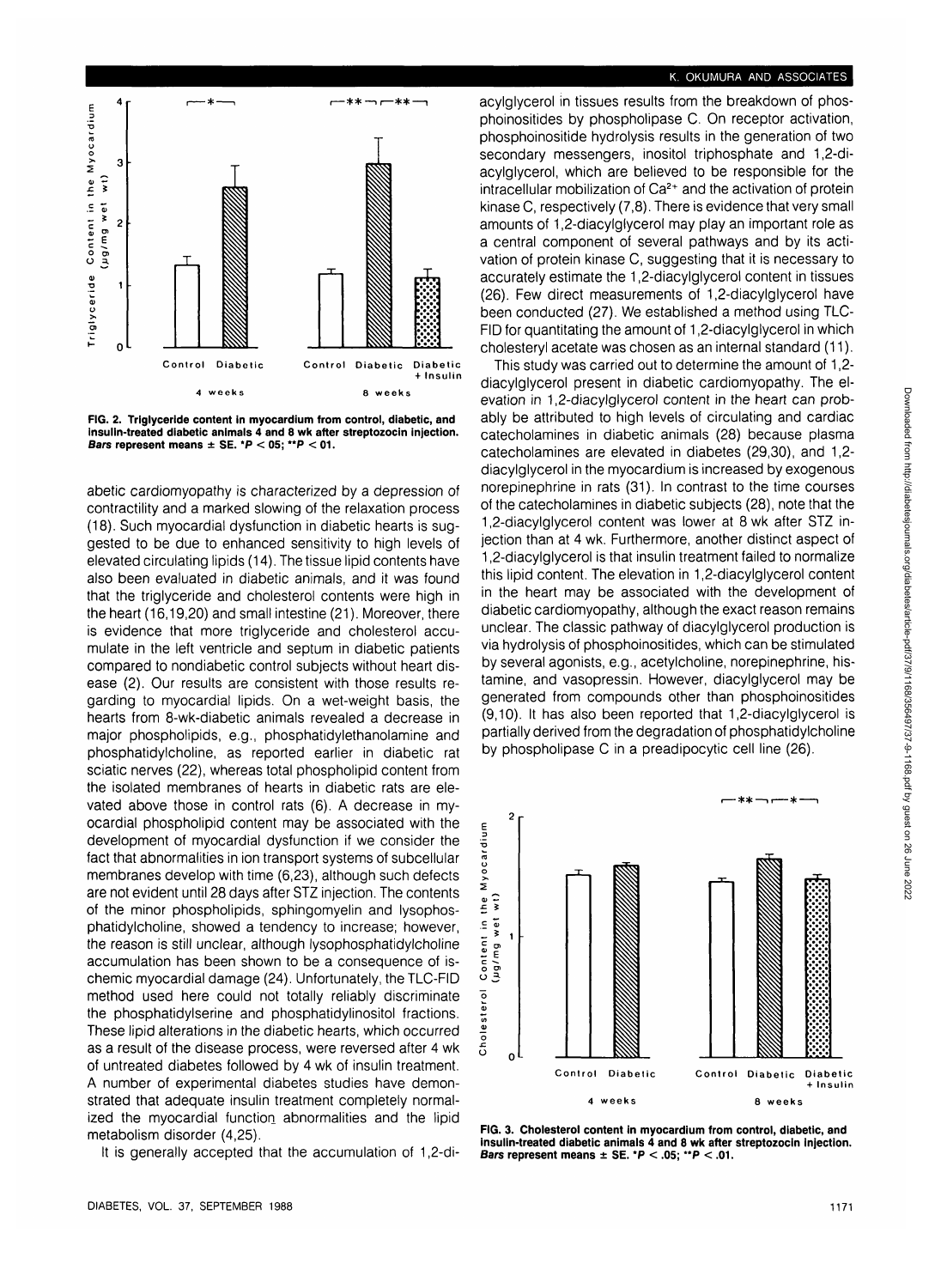FIG. 2. Triglyceride content in myocardium from control, diabetic, and insulin-treated diabetic animals 4 and 8 wk after streptozocin injection. Bars represent means ± SE. *$P < .05$; **$P < .01$.

abetic cardiomyopathy is characterized by a depression of contractility and a marked slowing of the relaxation process (18). Such myocardial dysfunction in diabetic hearts is suggested to be due to enhanced sensitivity to high levels of elevated circulating lipids (14). The tissue lipid contents have also been evaluated in diabetic animals, and it was found that the triglyceride and cholesterol contents were high in the heart (16,19,20) and small intestine (21). Moreover, there is evidence that more triglyceride and cholesterol accumulate in the left ventricle and septum in diabetic patients compared to nondiabetic control subjects without heart disease (2). Our results are consistent with those results regarding to myocardial lipids. On a wet-weight basis, the hearts from 8-wk-diabetic animals revealed a decrease in major phospholipids, e.g., phosphatidylethanolamine and phosphatidylcholine, as reported earlier in diabetic rat sciatic nerves (22), whereas total phospholipid content from the isolated membranes of hearts in diabetic rats are elevated above those in control rats (6). A decrease in myocardial phospholipid content may be associated with the development of myocardial dysfunction if we consider the fact that abnormalities in ion transport systems of subcellular membranes develop with time (6,23), although such defects are not evident until 28 days after STZ injection. The contents of the minor phospholipids, sphingomyelin and lysophosphatidylcholine, showed a tendency to increase; however, the reason is still unclear, although lysophosphatidylcholine accumulation has been shown to be a consequence of ischemic myocardial damage (24). Unfortunately, the TLC-FID method used here could not totally reliably discriminate the phosphatidylserine and phosphatidylinositol fractions. These lipid alterations in the diabetic hearts, which occurred as a result of the disease process, were reversed after 4 wk of untreated diabetes followed by 4 wk of insulin treatment. A number of experimental diabetes studies have demonstrated that adequate insulin treatment completely normalized the myocardial function abnormalities and the lipid metabolism disorder (4,25).

It is generally accepted that the accumulation of 1,2-diacylglycerol in tissues results from the breakdown of phosphoinositides by phospholipase C. On receptor activation, phosphoinositide hydrolysis results in the generation of two secondary messengers, inositol triphosphate and 1,2-diacylglycerol, which are believed to be responsible for the intracellular mobilization of $Ca^{2+}$ and the activation of protein kinase C, respectively (7,8). There is evidence that very small amounts of 1,2-diacylglycerol may play an important role as a central component of several pathways and by its activation of protein kinase C, suggesting that it is necessary to accurately estimate the 1,2-diacylglycerol content in tissues (26). Few direct measurements of 1,2-diacylglycerol have been conducted (27). We established a method using TLC-FID for quantitating the amount of 1,2-diacylglycerol in which cholesteryl acetate was chosen as an internal standard (11).

This study was carried out to determine the amount of 1,2-diacylglycerol present in diabetic cardiomyopathy. The elevation in 1,2-diacylglycerol content in the heart can probably be attributed to high levels of circulating and cardiac catecholamines in diabetic animals (28) because plasma catecholamines are elevated in diabetes (29,30), and 1,2-diacylglycerol in the myocardium is increased by exogenous norepinephrine in rats (31). In contrast to the time courses of the catecholamines in diabetic subjects (28), note that the 1,2-diacylglycerol content was lower at 8 wk after STZ injection than at 4 wk. Furthermore, another distinct aspect of 1,2-diacylglycerol is that insulin treatment failed to normalize this lipid content. The elevation in 1,2-diacylglycerol content in the heart may be associated with the development of diabetic cardiomyopathy, although the exact reason remains unclear. The classic pathway of diacylglycerol production is via hydrolysis of phosphoinositides, which can be stimulated by several agonists, e.g., acetylcholine, norepinephrine, histamine, and vasopressin. However, diacylglycerol may be generated from compounds other than phosphoinositides (9,10). It has also been reported that 1,2-diacylglycerol is partially derived from the degradation of phosphatidylcholine by phospholipase C in a preadipocytic cell line (26).

FIG. 3. Cholesterol content in myocardium from control, diabetic, and insulin-treated diabetic animals 4 and 8 wk after streptozocin injection. Bars represent means ± SE. *$P < .05$; **$P < .01$.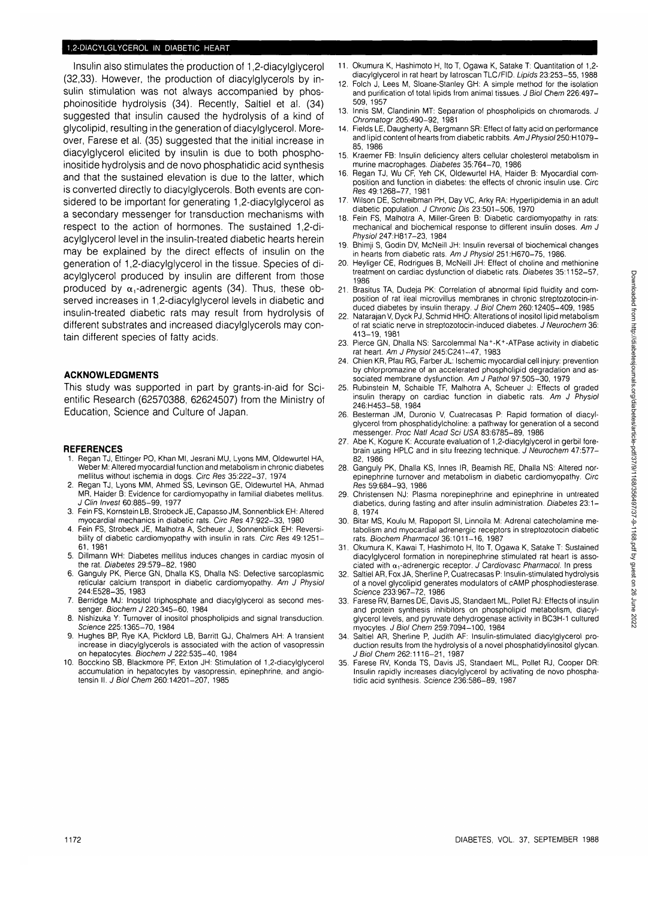Insulin also stimulates the production of 1,2-diacylglycerol (32,33). However, the production of diacylglycerols by insulin stimulation was not always accompanied by phosphoinositide hydrolysis (34). Recently, Saltiel et al. (34) suggested that insulin caused the hydrolysis of a kind of glycolipid, resulting in the generation of diacylglycerol. Moreover, Farese et al. (35) suggested that the initial increase in diacylglycerol elicited by insulin is due to both phosphoinositide hydrolysis and de novo phosphatidic acid synthesis and that the sustained elevation is due to the latter, which is converted directly to diacylglycerols. Both events are considered to be important for generating 1,2-diacylglycerol as a secondary messenger for transduction mechanisms with respect to the action of hormones. The sustained 1,2-diacylglycerol level in the insulin-treated diabetic hearts herein may be explained by the direct effects of insulin on the generation of 1,2-diacylglycerol in the tissue. Species of diacylglycerol produced by insulin are different from those produced by $\alpha_1$-adrenergic agents (34). Thus, these observed increases in 1,2-diacylglycerol levels in diabetic and insulin-treated diabetic rats may result from hydrolysis of different substrates and increased diacylglycerols may contain different species of fatty acids.

## ACKNOWLEDGMENTS

This study was supported in part by grants-in-aid for Scientific Research (62570388, 62624507) from the Ministry of Education, Science and Culture of Japan.

## REFERENCES

1. Regan TJ, Ettinger PO, Khan MI, Jesrani MU, Lyons MM, Oldewurtel HA, Weber M: Altered myocardial function and metabolism in chronic diabetes mellitus without ischemia in dogs. *Circ Res* 35:222–37, 1974
2. Regan TJ, Lyons MM, Ahmed SS, Levinson GE, Oldewurtel HA, Ahmad MR, Haider B: Evidence for cardiomyopathy in familial diabetes mellitus. *J Clin Invest* 60:885–99, 1977
3. Fein FS, Kornstein LB, Strobeck JE, Capasso JM, Sonnenblick EH: Altered myocardial mechanics in diabetic rats. *Circ Res* 47:922–33, 1980
4. Fein FS, Strobeck JE, Malhotra A, Scheuer J, Sonnenblick EH: Reversibility of diabetic cardiomyopathy with insulin in rats. *Circ Res* 49:1251–61, 1981
5. Dillmann WH: Diabetes mellitus induces changes in cardiac myosin of the rat. *Diabetes* 29:579–82, 1980
6. Ganguly PK, Pierce GN, Dhalla KS, Dhalla NS: Defective sarcoplasmic reticular calcium transport in diabetic cardiomyopathy. *Am J Physiol* 244:E528–35, 1983
7. Berridge MJ: Inositol triphosphate and diacylglycerol as second messenger. *Biochem J* 220:345–60, 1984
8. Nishizuka Y: Turnover of inositol phospholipids and signal transduction. *Science* 225:1365–70, 1984
9. Hughes BP, Rye KA, Pickford LB, Barritt GJ, Chalmers AH: A transient increase in diacylglycerols is associated with the action of vasopressin on hepatocytes. *Biochem J* 222:535–40, 1984
10. Bocckino SB, Blackmore PF, Exton JH: Stimulation of 1,2-diacylglycerol accumulation in hepatocytes by vasopressin, epinephrine, and angiotensin II. *J Biol Chem* 260:14201–207, 1985
11. Okumura K, Hashimoto H, Ito T, Ogawa K, Satake T: Quantitation of 1,2-diacylglycerol in rat heart by Iatroscan TLC/FID. *Lipids* 23:253–55, 1988
12. Folch J, Lees M, Sloane-Stanley GH: A simple method for the isolation and purification of total lipids from animal tissues. *J Biol Chem* 226:497–509, 1957
13. Innis SM, Clandinin MT: Separation of phospholipids on chromarods. *J Chromatogr* 205:490–92, 1981
14. Fields LE, Daugherty A, Bergmann SR: Effect of fatty acid on performance and lipid content of hearts from diabetic rabbits. *Am J Physiol* 250:H1079–85, 1986
15. Kraemer FB: Insulin deficiency alters cellular cholesterol metabolism in murine macrophages. *Diabetes* 35:764–70, 1986
16. Regan TJ, Wu CF, Yeh CK, Oldewurtel HA, Haider B: Myocardial composition and function in diabetes: the effects of chronic insulin use. *Circ Res* 49:1268–77, 1981
17. Wilson DE, Schreibman PH, Day VC, Arky RA: Hyperlipidemia in an adult diabetic population. *J Chronic Dis* 23:501–506, 1970
18. Fein FS, Malhotra A, Miller-Green B: Diabetic cardiomyopathy in rats: mechanical and biochemical response to different insulin doses. *Am J Physiol* 247:H817–23, 1984
19. Bhimji S, Godin DV, McNeill JH: Insulin reversal of biochemical changes in hearts from diabetic rats. *Am J Physiol* 251:H670–75, 1986.
20. Heyliger CE, Rodrigues B, McNeill JH: Effect of choline and methionine treatment on cardiac dysfunction of diabetic rats. *Diabetes* 35:1152–57, 1986
21. Brasitus TA, Dudeja PK: Correlation of abnormal lipid fluidity and composition of rat ileal microvillus membranes in chronic streptozotocin-induced diabetes by insulin therapy. *J Biol Chem* 260:12405–409, 1985
22. Natarajan V, Dyck PJ, Schmid HHO: Alterations of inositol lipid metabolism of rat sciatic nerve in streptozotocin-induced diabetes. *J Neurochem* 36:413–19, 1981
23. Pierce GN, Dhalla NS: Sarcolemmal $Na^+$-$K^+$-ATPase activity in diabetic rat heart. *Am J Physiol* 245:C241–47, 1983
24. Chien KR, Pfau RG, Farber JL: Ischemic myocardial cell injury: prevention by chlorpromazine of an accelerated phospholipid degradation and associated membrane dysfunction. *Am J Pathol* 97:505–30, 1979
25. Rubinstein M, Schaible TF, Malhotra A, Scheuer J: Effects of graded insulin therapy on cardiac function in diabetic rats. *Am J Physiol* 246:H453–58, 1984
26. Besterman JM, Duronio V, Cuatrecasas P: Rapid formation of diacylglycerol from phosphatidylcholine: a pathway for generation of a second messenger. *Proc Natl Acad Sci USA* 83:6785–89, 1986
27. Abe K, Kogure K: Accurate evaluation of 1,2-diacylglycerol in gerbil forebrain using HPLC and in situ freezing technique. *J Neurochem* 47:577–82, 1986
28. Ganguly PK, Dhalla KS, Innes IR, Beamish RE, Dhalla NS: Altered norepinephrine turnover and metabolism in diabetic cardiomyopathy. *Circ Res* 59:684–93, 1986
29. Christensen NJ: Plasma norepinephrine and epinephrine in untreated diabetics, during fasting and after insulin administration. *Diabetes* 23:1–8, 1974
30. Bitar MS, Koulu M, Rapoport SI, Linnoila M: Adrenal catecholamine metabolism and myocardial adrenergic receptors in streptozotocin diabetic rats. *Biochem Pharmacol* 36:1011–16, 1987
31. Okumura K, Kawai T, Hashimoto H, Ito T, Ogawa K, Satake T: Sustained diacylglycerol formation in norepinephrine stimulated rat heart is associated with $\alpha_1$-adrenergic receptor. *J Cardiovasc Pharmacol*. In press
32. Saltiel AR, Fox JA, Sherline P, Cuatrecasas P: Insulin-stimulated hydrolysis of a novel glycolipid generates modulators of cAMP phosphodiesterase. *Science* 233:967–72, 1986
33. Farese RV, Barnes DE, Davis JS, Standaert ML, Pollet RJ: Effects of insulin and protein synthesis inhibitors on phospholipid metabolism, diacylglycerol levels, and pyruvate dehydrogenase activity in BC3H-1 cultured myocytes. *J Biol Chem* 259:7094–100, 1984
34. Saltiel AR, Sherline P, Judith AF: Insulin-stimulated diacylglycerol production results from the hydrolysis of a novel phosphatidylinositol glycan. *J Biol Chem* 262:1116–21, 1987
35. Farese RV, Konda TS, Davis JS, Standaert ML, Pollet RJ, Cooper DR: Insulin rapidly increases diacylglycerol by activating de novo phosphatidic acid synthesis. *Science* 236:586–89, 1987